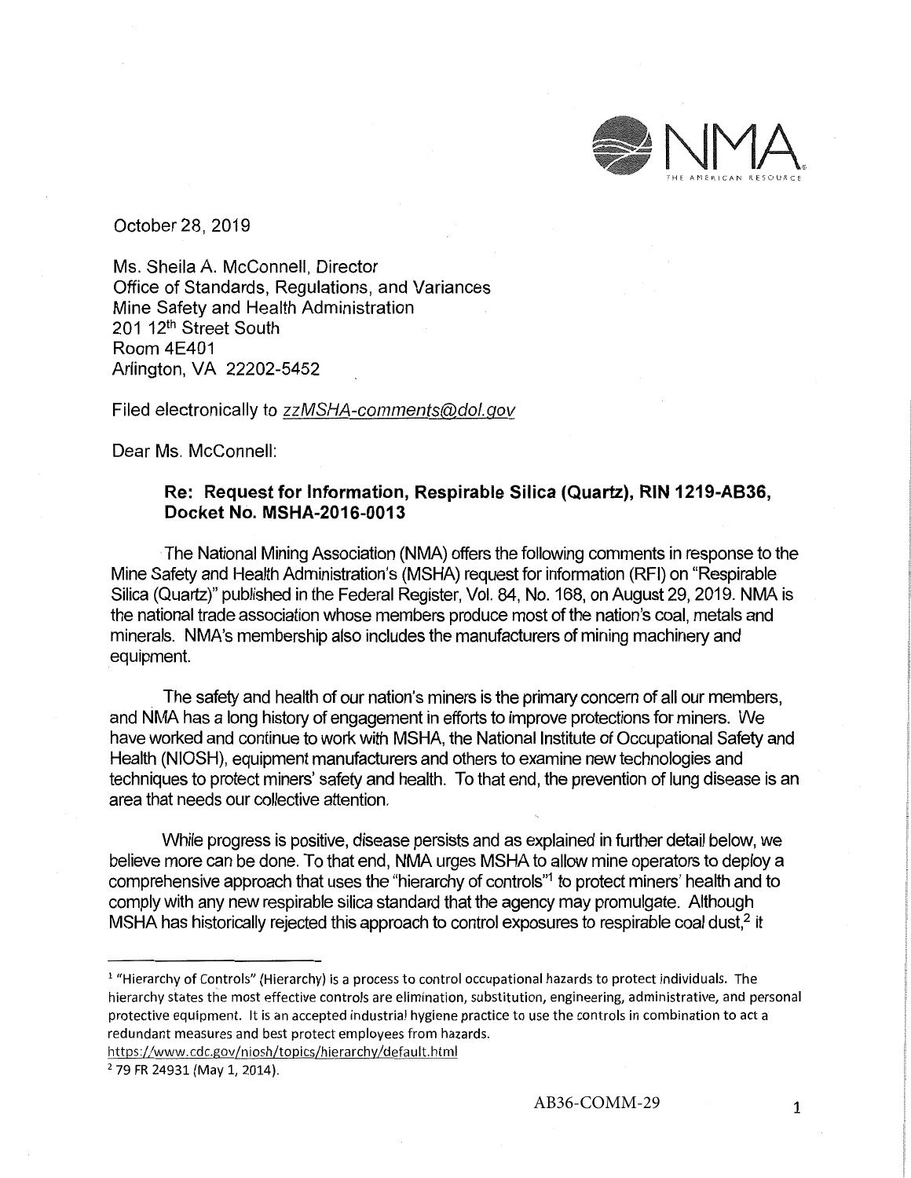October 28, 2019

Ms. Sheila A. McConnell, Director
Office of Standards, Regulations, and Variances
Mine Safety and Health Administration
201 12th Street South
Room 4E401
Arlington, VA 22202-5452

Filed electronically to *zzMSHA-comments@dol.gov*

Dear Ms. McConnell:

**Re: Request for Information, Respirable Silica (Quartz), RIN 1219-AB36, Docket No. MSHA-2016-0013**

The National Mining Association (NMA) offers the following comments in response to the Mine Safety and Health Administration's (MSHA) request for information (RFI) on "Respirable Silica (Quartz)" published in the Federal Register, Vol. 84, No. 168, on August 29, 2019. NMA is the national trade association whose members produce most of the nation's coal, metals and minerals. NMA's membership also includes the manufacturers of mining machinery and equipment.

The safety and health of our nation's miners is the primary concern of all our members, and NMA has a long history of engagement in efforts to improve protections for miners. We have worked and continue to work with MSHA, the National Institute of Occupational Safety and Health (NIOSH), equipment manufacturers and others to examine new technologies and techniques to protect miners' safety and health. To that end, the prevention of lung disease is an area that needs our collective attention.

While progress is positive, disease persists and as explained in further detail below, we believe more can be done. To that end, NMA urges MSHA to allow mine operators to deploy a comprehensive approach that uses the "hierarchy of controls"[1] to protect miners' health and to comply with any new respirable silica standard that the agency may promulgate. Although MSHA has historically rejected this approach to control exposures to respirable coal dust,[2] it

---

[1] "Hierarchy of Controls" (Hierarchy) is a process to control occupational hazards to protect individuals. The hierarchy states the most effective controls are elimination, substitution, engineering, administrative, and personal protective equipment. It is an accepted industrial hygiene practice to use the controls in combination to act a redundant measures and best protect employees from hazards.
https://www.cdc.gov/niosh/topics/hierarchy/default.html

[2] 79 FR 24931 (May 1, 2014).

AB36-COMM-29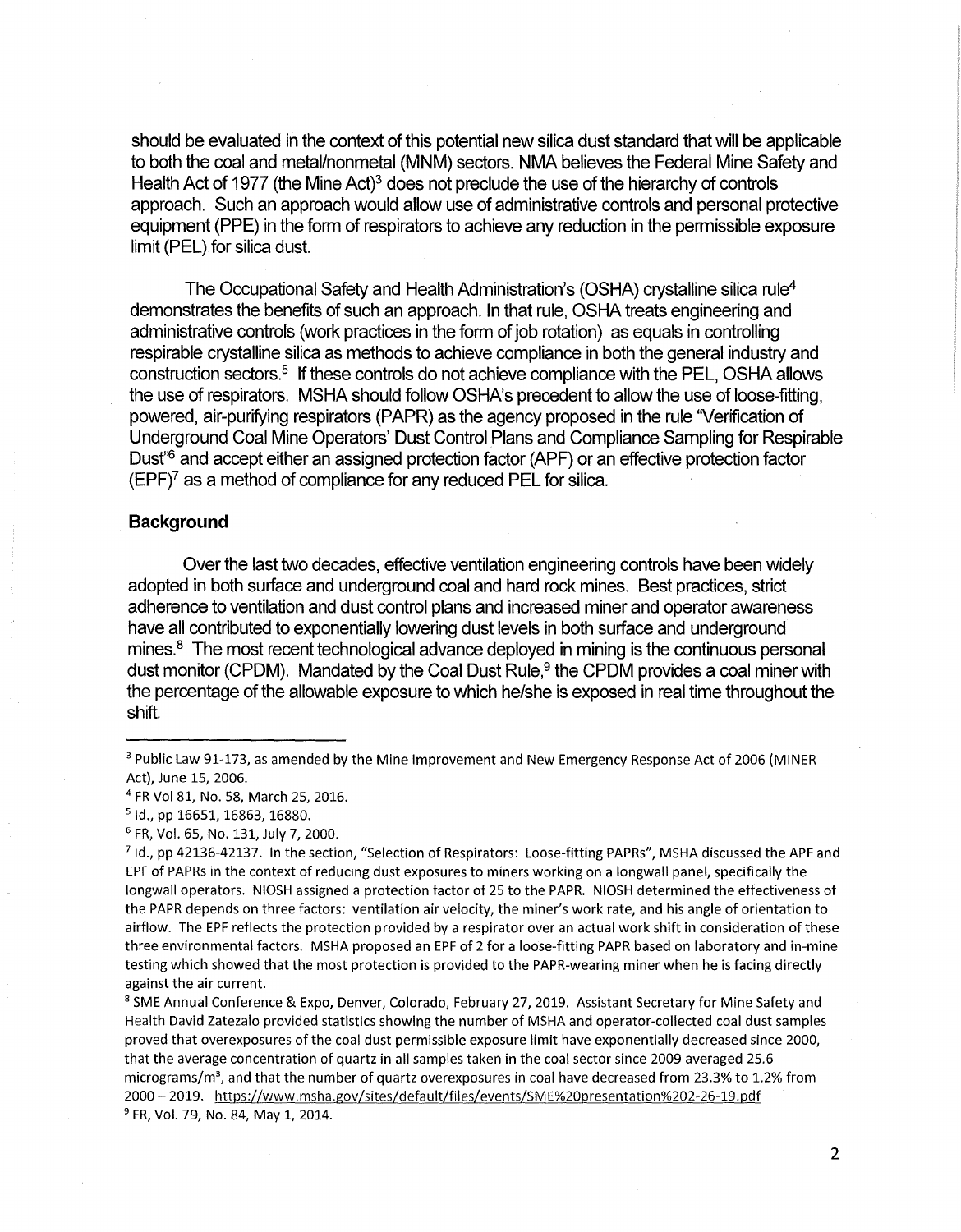should be evaluated in the context of this potential new silica dust standard that will be applicable to both the coal and metal/nonmetal (MNM) sectors. NMA believes the Federal Mine Safety and Health Act of 1977 (the Mine Act)[3] does not preclude the use of the hierarchy of controls approach. Such an approach would allow use of administrative controls and personal protective equipment (PPE) in the form of respirators to achieve any reduction in the permissible exposure limit (PEL) for silica dust.

The Occupational Safety and Health Administration's (OSHA) crystalline silica rule[4] demonstrates the benefits of such an approach. In that rule, OSHA treats engineering and administrative controls (work practices in the form of job rotation) as equals in controlling respirable crystalline silica as methods to achieve compliance in both the general industry and construction sectors.[5] If these controls do not achieve compliance with the PEL, OSHA allows the use of respirators. MSHA should follow OSHA's precedent to allow the use of loose-fitting, powered, air-purifying respirators (PAPR) as the agency proposed in the rule "Verification of Underground Coal Mine Operators' Dust Control Plans and Compliance Sampling for Respirable Dust"[6] and accept either an assigned protection factor (APF) or an effective protection factor (EPF)[7] as a method of compliance for any reduced PEL for silica.

## Background

Over the last two decades, effective ventilation engineering controls have been widely adopted in both surface and underground coal and hard rock mines. Best practices, strict adherence to ventilation and dust control plans and increased miner and operator awareness have all contributed to exponentially lowering dust levels in both surface and underground mines.[8] The most recent technological advance deployed in mining is the continuous personal dust monitor (CPDM). Mandated by the Coal Dust Rule,[9] the CPDM provides a coal miner with the percentage of the allowable exposure to which he/she is exposed in real time throughout the shift.

---

[3] Public Law 91-173, as amended by the Mine Improvement and New Emergency Response Act of 2006 (MINER Act), June 15, 2006.

[4] FR Vol 81, No. 58, March 25, 2016.

[5] Id., pp 16651, 16863, 16880.

[6] FR, Vol. 65, No. 131, July 7, 2000.

[7] Id., pp 42136-42137. In the section, "Selection of Respirators: Loose-fitting PAPRs", MSHA discussed the APF and EPF of PAPRs in the context of reducing dust exposures to miners working on a longwall panel, specifically the longwall operators. NIOSH assigned a protection factor of 25 to the PAPR. NIOSH determined the effectiveness of the PAPR depends on three factors: ventilation air velocity, the miner's work rate, and his angle of orientation to airflow. The EPF reflects the protection provided by a respirator over an actual work shift in consideration of these three environmental factors. MSHA proposed an EPF of 2 for a loose-fitting PAPR based on laboratory and in-mine testing which showed that the most protection is provided to the PAPR-wearing miner when he is facing directly against the air current.

[8] SME Annual Conference & Expo, Denver, Colorado, February 27, 2019. Assistant Secretary for Mine Safety and Health David Zatezalo provided statistics showing the number of MSHA and operator-collected coal dust samples proved that overexposures of the coal dust permissible exposure limit have exponentially decreased since 2000, that the average concentration of quartz in all samples taken in the coal sector since 2009 averaged 25.6 micrograms/m$^3$, and that the number of quartz overexposures in coal have decreased from 23.3% to 1.2% from 2000 – 2019. https://www.msha.gov/sites/default/files/events/SME%20presentation%202-26-19.pdf

[9] FR, Vol. 79, No. 84, May 1, 2014.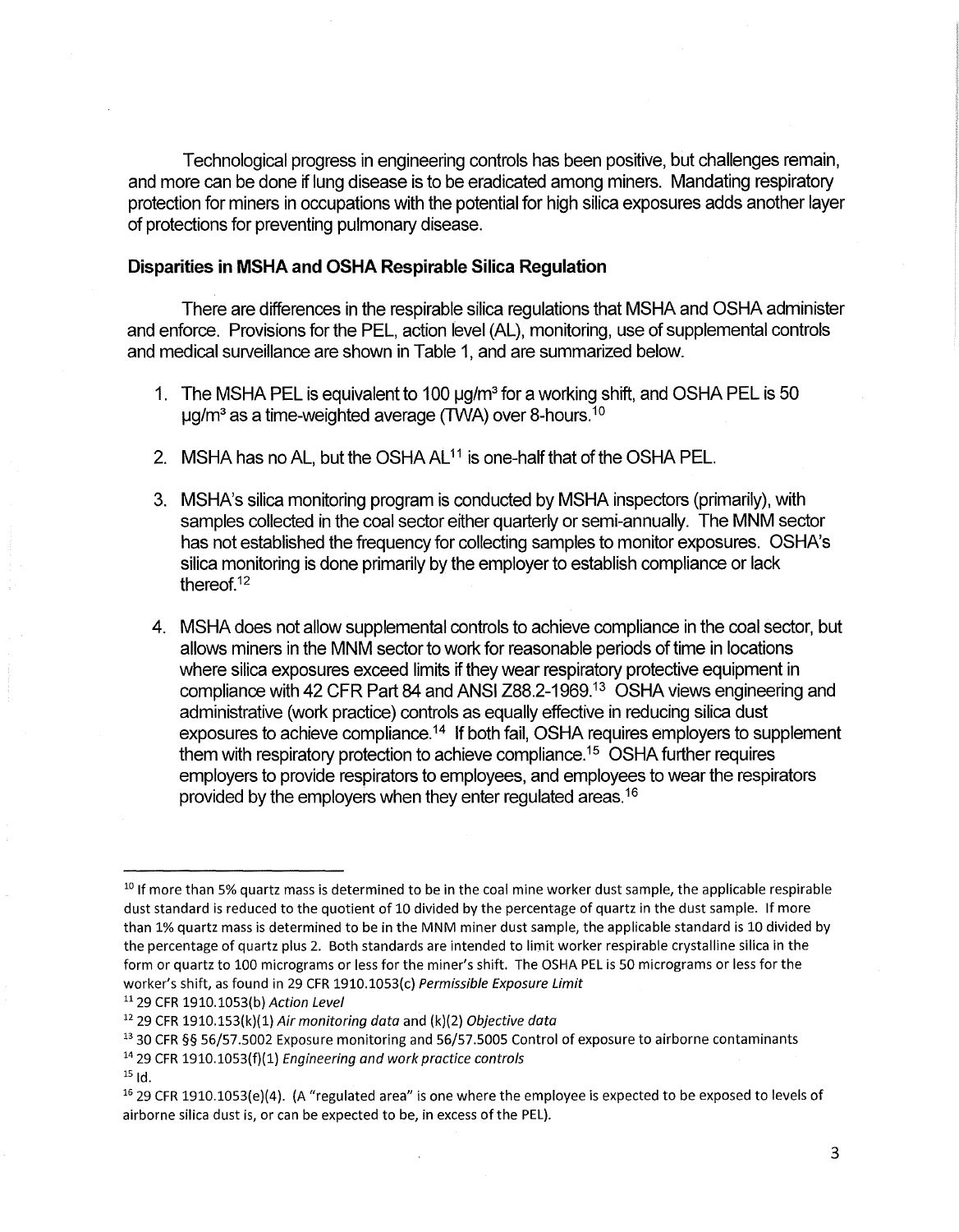Technological progress in engineering controls has been positive, but challenges remain, and more can be done if lung disease is to be eradicated among miners. Mandating respiratory protection for miners in occupations with the potential for high silica exposures adds another layer of protections for preventing pulmonary disease.

## Disparities in MSHA and OSHA Respirable Silica Regulation

There are differences in the respirable silica regulations that MSHA and OSHA administer and enforce. Provisions for the PEL, action level (AL), monitoring, use of supplemental controls and medical surveillance are shown in Table 1, and are summarized below.

1. The MSHA PEL is equivalent to 100 μg/m³ for a working shift, and OSHA PEL is 50 μg/m³ as a time-weighted average (TWA) over 8-hours.[10]

2. MSHA has no AL, but the OSHA AL[11] is one-half that of the OSHA PEL.

3. MSHA's silica monitoring program is conducted by MSHA inspectors (primarily), with samples collected in the coal sector either quarterly or semi-annually. The MNM sector has not established the frequency for collecting samples to monitor exposures. OSHA's silica monitoring is done primarily by the employer to establish compliance or lack thereof.[12]

4. MSHA does not allow supplemental controls to achieve compliance in the coal sector, but allows miners in the MNM sector to work for reasonable periods of time in locations where silica exposures exceed limits if they wear respiratory protective equipment in compliance with 42 CFR Part 84 and ANSI Z88.2-1969.[13] OSHA views engineering and administrative (work practice) controls as equally effective in reducing silica dust exposures to achieve compliance.[14] If both fail, OSHA requires employers to supplement them with respiratory protection to achieve compliance.[15] OSHA further requires employers to provide respirators to employees, and employees to wear the respirators provided by the employers when they enter regulated areas.[16]

---

[10] If more than 5% quartz mass is determined to be in the coal mine worker dust sample, the applicable respirable dust standard is reduced to the quotient of 10 divided by the percentage of quartz in the dust sample. If more than 1% quartz mass is determined to be in the MNM miner dust sample, the applicable standard is 10 divided by the percentage of quartz plus 2. Both standards are intended to limit worker respirable crystalline silica in the form or quartz to 100 micrograms or less for the miner's shift. The OSHA PEL is 50 micrograms or less for the worker's shift, as found in 29 CFR 1910.1053(c) *Permissible Exposure Limit*

[11] 29 CFR 1910.1053(b) *Action Level*

[12] 29 CFR 1910.153(k)(1) *Air monitoring data* and (k)(2) *Objective data*

[13] 30 CFR §§ 56/57.5002 Exposure monitoring and 56/57.5005 Control of exposure to airborne contaminants

[14] 29 CFR 1910.1053(f)(1) *Engineering and work practice controls*

[15] Id.

[16] 29 CFR 1910.1053(e)(4). (A "regulated area" is one where the employee is expected to be exposed to levels of airborne silica dust is, or can be expected to be, in excess of the PEL).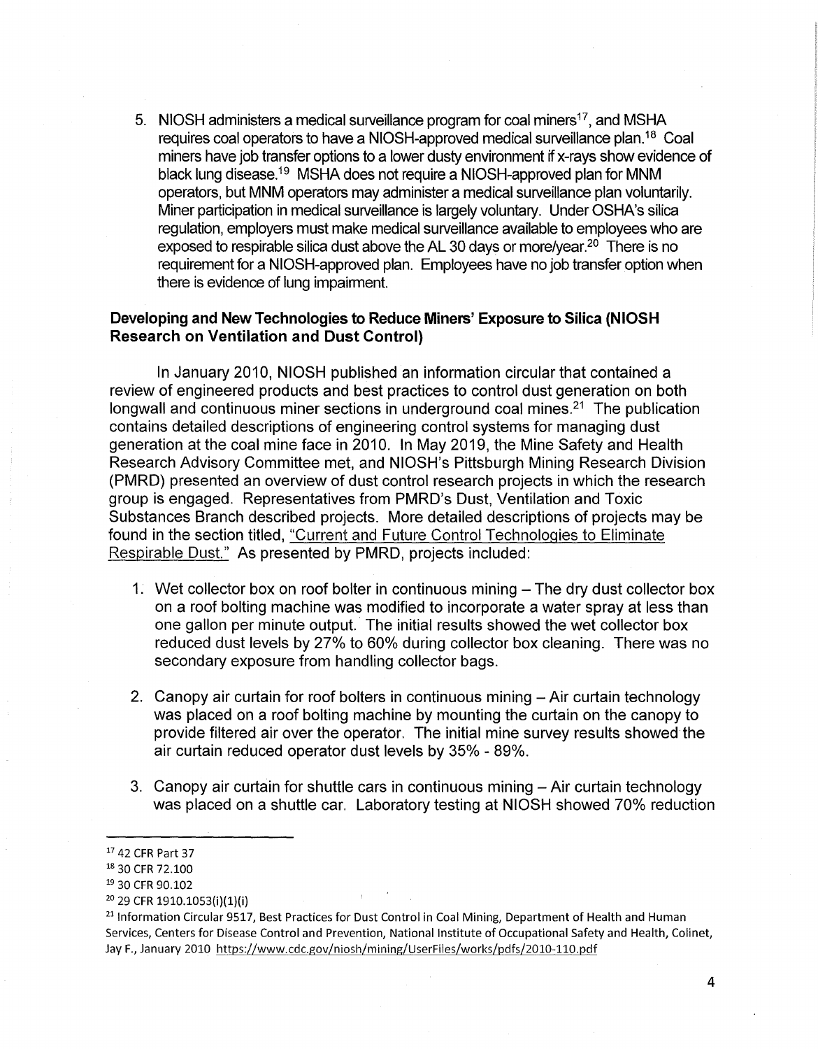5. NIOSH administers a medical surveillance program for coal miners[17], and MSHA requires coal operators to have a NIOSH-approved medical surveillance plan.[18] Coal miners have job transfer options to a lower dusty environment if x-rays show evidence of black lung disease.[19] MSHA does not require a NIOSH-approved plan for MNM operators, but MNM operators may administer a medical surveillance plan voluntarily. Miner participation in medical surveillance is largely voluntary. Under OSHA's silica regulation, employers must make medical surveillance available to employees who are exposed to respirable silica dust above the AL 30 days or more/year.[20] There is no requirement for a NIOSH-approved plan. Employees have no job transfer option when there is evidence of lung impairment.

**Developing and New Technologies to Reduce Miners' Exposure to Silica (NIOSH Research on Ventilation and Dust Control)**

In January 2010, NIOSH published an information circular that contained a review of engineered products and best practices to control dust generation on both longwall and continuous miner sections in underground coal mines.[21] The publication contains detailed descriptions of engineering control systems for managing dust generation at the coal mine face in 2010. In May 2019, the Mine Safety and Health Research Advisory Committee met, and NIOSH's Pittsburgh Mining Research Division (PMRD) presented an overview of dust control research projects in which the research group is engaged. Representatives from PMRD's Dust, Ventilation and Toxic Substances Branch described projects. More detailed descriptions of projects may be found in the section titled, "Current and Future Control Technologies to Eliminate Respirable Dust." As presented by PMRD, projects included:

1. Wet collector box on roof bolter in continuous mining – The dry dust collector box on a roof bolting machine was modified to incorporate a water spray at less than one gallon per minute output. The initial results showed the wet collector box reduced dust levels by 27% to 60% during collector box cleaning. There was no secondary exposure from handling collector bags.

2. Canopy air curtain for roof bolters in continuous mining – Air curtain technology was placed on a roof bolting machine by mounting the curtain on the canopy to provide filtered air over the operator. The initial mine survey results showed the air curtain reduced operator dust levels by 35% - 89%.

3. Canopy air curtain for shuttle cars in continuous mining – Air curtain technology was placed on a shuttle car. Laboratory testing at NIOSH showed 70% reduction

---

[17] 42 CFR Part 37

[18] 30 CFR 72.100

[19] 30 CFR 90.102

[20] 29 CFR 1910.1053(i)(1)(i)

[21] Information Circular 9517, Best Practices for Dust Control in Coal Mining, Department of Health and Human Services, Centers for Disease Control and Prevention, National Institute of Occupational Safety and Health, Colinet, Jay F., January 2010 https://www.cdc.gov/niosh/mining/UserFiles/works/pdfs/2010-110.pdf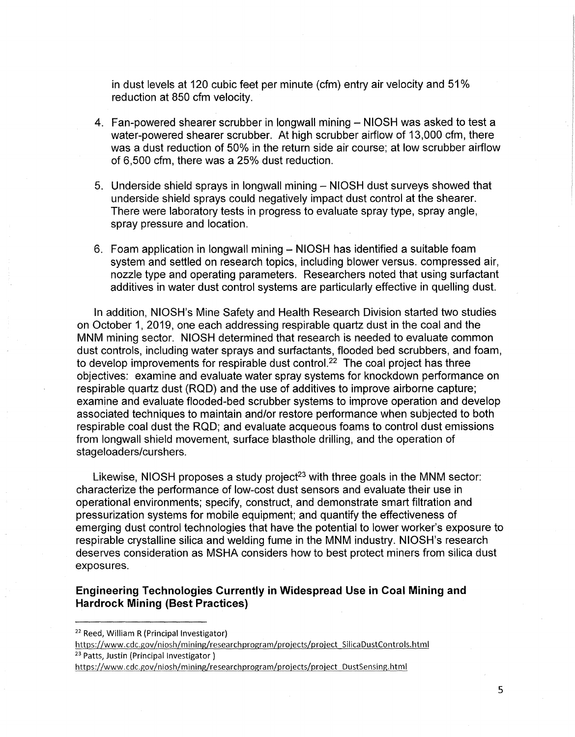in dust levels at 120 cubic feet per minute (cfm) entry air velocity and 51% reduction at 850 cfm velocity.

4. Fan-powered shearer scrubber in longwall mining – NIOSH was asked to test a water-powered shearer scrubber. At high scrubber airflow of 13,000 cfm, there was a dust reduction of 50% in the return side air course; at low scrubber airflow of 6,500 cfm, there was a 25% dust reduction.

5. Underside shield sprays in longwall mining – NIOSH dust surveys showed that underside shield sprays could negatively impact dust control at the shearer. There were laboratory tests in progress to evaluate spray type, spray angle, spray pressure and location.

6. Foam application in longwall mining – NIOSH has identified a suitable foam system and settled on research topics, including blower versus. compressed air, nozzle type and operating parameters. Researchers noted that using surfactant additives in water dust control systems are particularly effective in quelling dust.

In addition, NIOSH's Mine Safety and Health Research Division started two studies on October 1, 2019, one each addressing respirable quartz dust in the coal and the MNM mining sector. NIOSH determined that research is needed to evaluate common dust controls, including water sprays and surfactants, flooded bed scrubbers, and foam, to develop improvements for respirable dust control.[22] The coal project has three objectives: examine and evaluate water spray systems for knockdown performance on respirable quartz dust (RQD) and the use of additives to improve airborne capture; examine and evaluate flooded-bed scrubber systems to improve operation and develop associated techniques to maintain and/or restore performance when subjected to both respirable coal dust the RQD; and evaluate acqueous foams to control dust emissions from longwall shield movement, surface blasthole drilling, and the operation of stageloaders/curshers.

Likewise, NIOSH proposes a study project[23] with three goals in the MNM sector: characterize the performance of low-cost dust sensors and evaluate their use in operational environments; specify, construct, and demonstrate smart filtration and pressurization systems for mobile equipment; and quantify the effectiveness of emerging dust control technologies that have the potential to lower worker's exposure to respirable crystalline silica and welding fume in the MNM industry. NIOSH's research deserves consideration as MSHA considers how to best protect miners from silica dust exposures.

**Engineering Technologies Currently in Widespread Use in Coal Mining and Hardrock Mining (Best Practices)**

---

[22] Reed, William R (Principal Investigator)
https://www.cdc.gov/niosh/mining/researchprogram/projects/project_SilicaDustControls.html

[23] Patts, Justin (Principal Investigator )
https://www.cdc.gov/niosh/mining/researchprogram/projects/project_DustSensing.html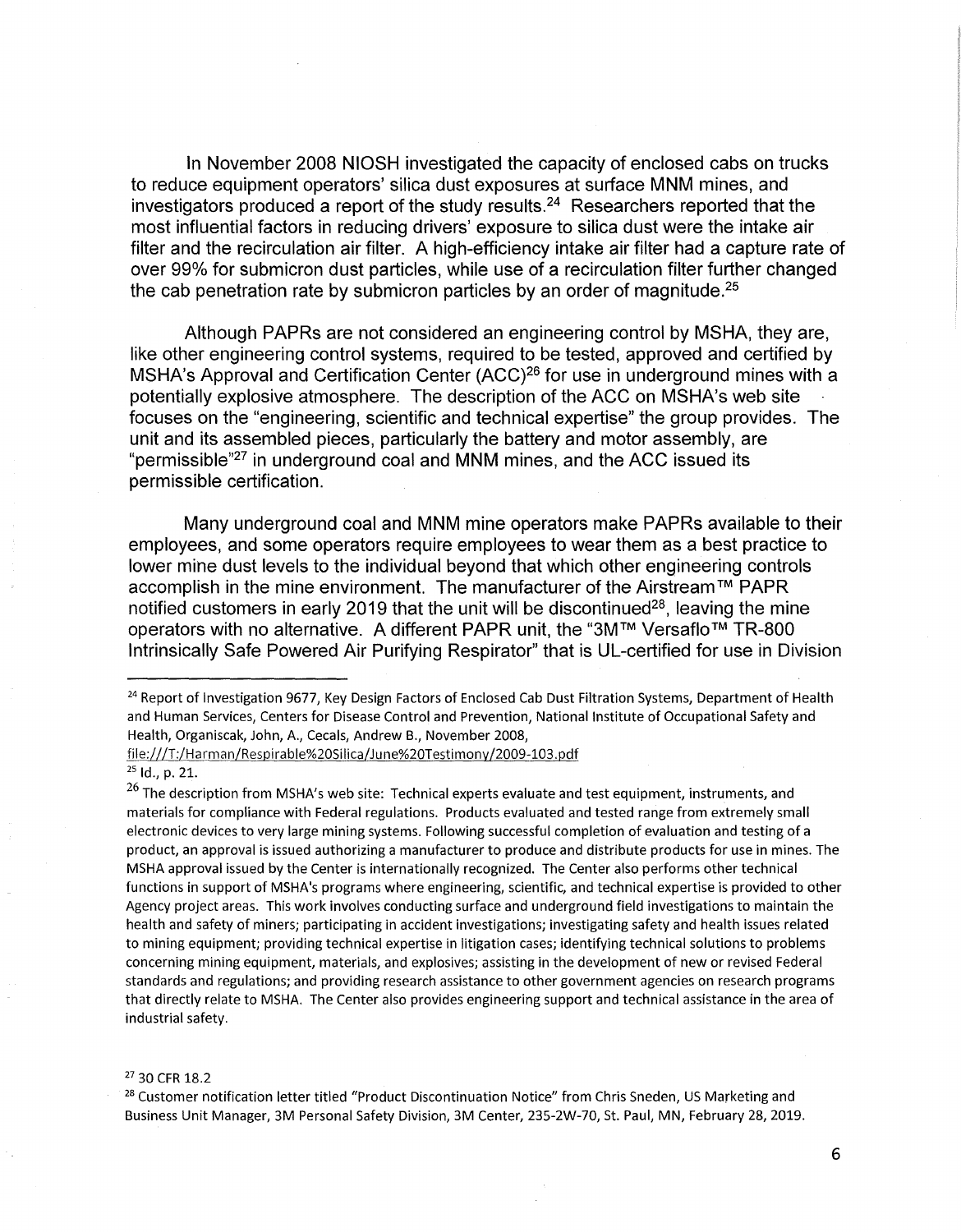In November 2008 NIOSH investigated the capacity of enclosed cabs on trucks to reduce equipment operators' silica dust exposures at surface MNM mines, and investigators produced a report of the study results.[24] Researchers reported that the most influential factors in reducing drivers' exposure to silica dust were the intake air filter and the recirculation air filter. A high-efficiency intake air filter had a capture rate of over 99% for submicron dust particles, while use of a recirculation filter further changed the cab penetration rate by submicron particles by an order of magnitude.[25]

Although PAPRs are not considered an engineering control by MSHA, they are, like other engineering control systems, required to be tested, approved and certified by MSHA's Approval and Certification Center (ACC)[26] for use in underground mines with a potentially explosive atmosphere. The description of the ACC on MSHA's web site focuses on the "engineering, scientific and technical expertise" the group provides. The unit and its assembled pieces, particularly the battery and motor assembly, are "permissible"[27] in underground coal and MNM mines, and the ACC issued its permissible certification.

Many underground coal and MNM mine operators make PAPRs available to their employees, and some operators require employees to wear them as a best practice to lower mine dust levels to the individual beyond that which other engineering controls accomplish in the mine environment. The manufacturer of the Airstream™ PAPR notified customers in early 2019 that the unit will be discontinued[28], leaving the mine operators with no alternative. A different PAPR unit, the "3M™ Versaflo™ TR-800 Intrinsically Safe Powered Air Purifying Respirator" that is UL-certified for use in Division

---

[24] Report of Investigation 9677, Key Design Factors of Enclosed Cab Dust Filtration Systems, Department of Health and Human Services, Centers for Disease Control and Prevention, National Institute of Occupational Safety and Health, Organiscak, John, A., Cecals, Andrew B., November 2008, file:///T:/Harman/Respirable%20Silica/June%20Testimony/2009-103.pdf

[25] Id., p. 21.

[26] The description from MSHA's web site: Technical experts evaluate and test equipment, instruments, and materials for compliance with Federal regulations. Products evaluated and tested range from extremely small electronic devices to very large mining systems. Following successful completion of evaluation and testing of a product, an approval is issued authorizing a manufacturer to produce and distribute products for use in mines. The MSHA approval issued by the Center is internationally recognized. The Center also performs other technical functions in support of MSHA's programs where engineering, scientific, and technical expertise is provided to other Agency project areas. This work involves conducting surface and underground field investigations to maintain the health and safety of miners; participating in accident investigations; investigating safety and health issues related to mining equipment; providing technical expertise in litigation cases; identifying technical solutions to problems concerning mining equipment, materials, and explosives; assisting in the development of new or revised Federal standards and regulations; and providing research assistance to other government agencies on research programs that directly relate to MSHA. The Center also provides engineering support and technical assistance in the area of industrial safety.

[27] 30 CFR 18.2

[28] Customer notification letter titled "Product Discontinuation Notice" from Chris Sneden, US Marketing and Business Unit Manager, 3M Personal Safety Division, 3M Center, 235-2W-70, St. Paul, MN, February 28, 2019.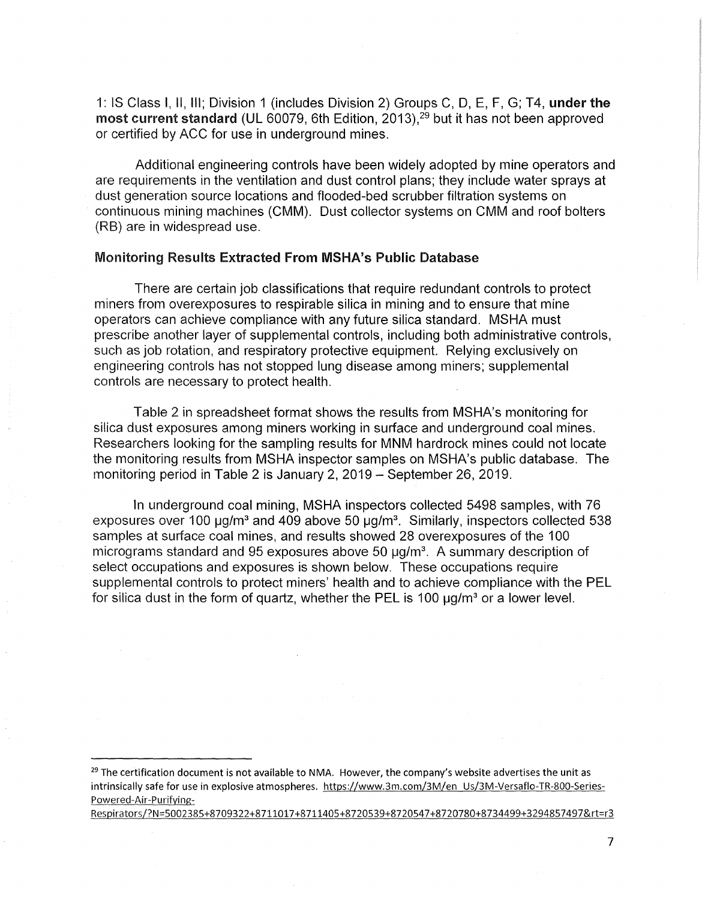1: IS Class I, II, III; Division 1 (includes Division 2) Groups C, D, E, F, G; T4, **under the most current standard** (UL 60079, 6th Edition, 2013),[29] but it has not been approved or certified by ACC for use in underground mines.

Additional engineering controls have been widely adopted by mine operators and are requirements in the ventilation and dust control plans; they include water sprays at dust generation source locations and flooded-bed scrubber filtration systems on continuous mining machines (CMM). Dust collector systems on CMM and roof bolters (RB) are in widespread use.

**Monitoring Results Extracted From MSHA's Public Database**

There are certain job classifications that require redundant controls to protect miners from overexposures to respirable silica in mining and to ensure that mine operators can achieve compliance with any future silica standard. MSHA must prescribe another layer of supplemental controls, including both administrative controls, such as job rotation, and respiratory protective equipment. Relying exclusively on engineering controls has not stopped lung disease among miners; supplemental controls are necessary to protect health.

Table 2 in spreadsheet format shows the results from MSHA's monitoring for silica dust exposures among miners working in surface and underground coal mines. Researchers looking for the sampling results for MNM hardrock mines could not locate the monitoring results from MSHA inspector samples on MSHA's public database. The monitoring period in Table 2 is January 2, 2019 – September 26, 2019.

In underground coal mining, MSHA inspectors collected 5498 samples, with 76 exposures over 100 µg/m³ and 409 above 50 µg/m³. Similarly, inspectors collected 538 samples at surface coal mines, and results showed 28 overexposures of the 100 micrograms standard and 95 exposures above 50 µg/m³. A summary description of select occupations and exposures is shown below. These occupations require supplemental controls to protect miners' health and to achieve compliance with the PEL for silica dust in the form of quartz, whether the PEL is 100 µg/m³ or a lower level.

---

[29] The certification document is not available to NMA. However, the company's website advertises the unit as intrinsically safe for use in explosive atmospheres. https://www.3m.com/3M/en_Us/3M-Versaflo-TR-800-Series-Powered-Air-Purifying-Respirators/?N=5002385+8709322+8711017+8711405+8720539+8720547+8720780+8734499+3294857497&rt=r3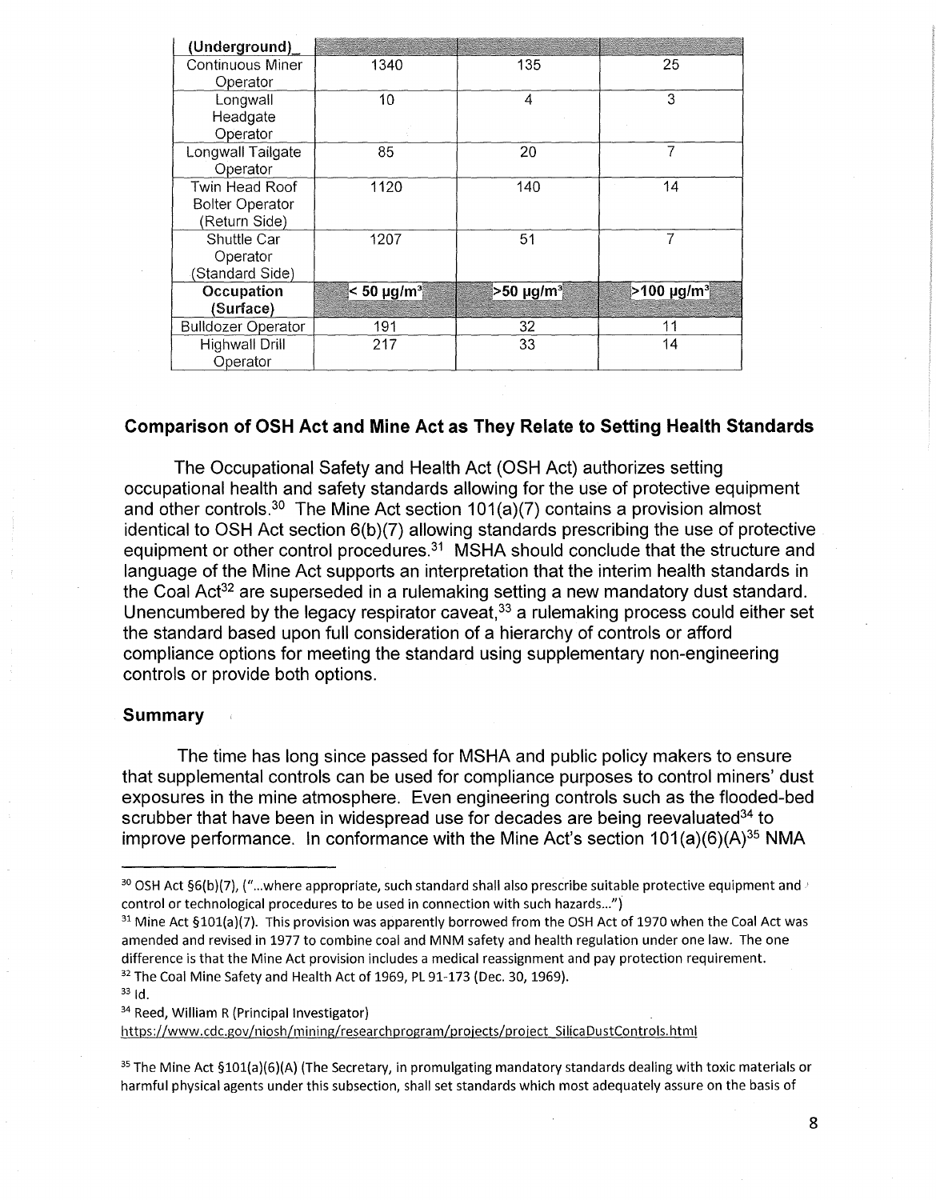| (Underground) | | | |
|---|---|---|---|
| Continuous Miner Operator | 1340 | 135 | 25 |
| Longwall Headgate Operator | 10 | 4 | 3 |
| Longwall Tailgate Operator | 85 | 20 | 7 |
| Twin Head Roof Bolter Operator (Return Side) | 1120 | 140 | 14 |
| Shuttle Car Operator (Standard Side) | 1207 | 51 | 7 |
| **Occupation (Surface)** | **< 50 μg/m³** | **>50 μg/m³** | **>100 μg/m³** |
| Bulldozer Operator | 191 | 32 | 11 |
| Highwall Drill Operator | 217 | 33 | 14 |

## Comparison of OSH Act and Mine Act as They Relate to Setting Health Standards

The Occupational Safety and Health Act (OSH Act) authorizes setting occupational health and safety standards allowing for the use of protective equipment and other controls.[30] The Mine Act section 101(a)(7) contains a provision almost identical to OSH Act section 6(b)(7) allowing standards prescribing the use of protective equipment or other control procedures.[31] MSHA should conclude that the structure and language of the Mine Act supports an interpretation that the interim health standards in the Coal Act[32] are superseded in a rulemaking setting a new mandatory dust standard. Unencumbered by the legacy respirator caveat,[33] a rulemaking process could either set the standard based upon full consideration of a hierarchy of controls or afford compliance options for meeting the standard using supplementary non-engineering controls or provide both options.

### Summary

The time has long since passed for MSHA and public policy makers to ensure that supplemental controls can be used for compliance purposes to control miners' dust exposures in the mine atmosphere. Even engineering controls such as the flooded-bed scrubber that have been in widespread use for decades are being reevaluated[34] to improve performance. In conformance with the Mine Act's section 101(a)(6)(A)[35] NMA

---

[30] OSH Act §6(b)(7), ("...where appropriate, such standard shall also prescribe suitable protective equipment and control or technological procedures to be used in connection with such hazards...")

[31] Mine Act §101(a)(7). This provision was apparently borrowed from the OSH Act of 1970 when the Coal Act was amended and revised in 1977 to combine coal and MNM safety and health regulation under one law. The one difference is that the Mine Act provision includes a medical reassignment and pay protection requirement.

[32] The Coal Mine Safety and Health Act of 1969, PL 91-173 (Dec. 30, 1969).

[33] Id.

[34] Reed, William R (Principal Investigator) https://www.cdc.gov/niosh/mining/researchprogram/projects/project_SilicaDustControls.html

[35] The Mine Act §101(a)(6)(A) (The Secretary, in promulgating mandatory standards dealing with toxic materials or harmful physical agents under this subsection, shall set standards which most adequately assure on the basis of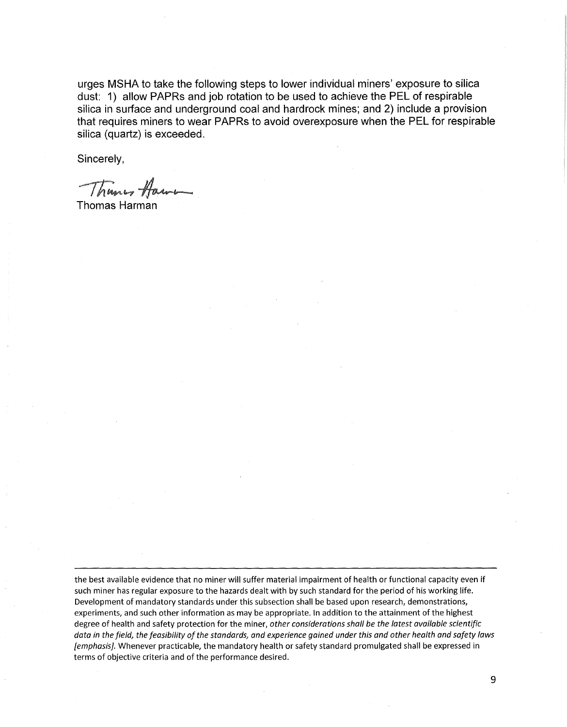urges MSHA to take the following steps to lower individual miners' exposure to silica dust: 1) allow PAPRs and job rotation to be used to achieve the PEL of respirable silica in surface and underground coal and hardrock mines; and 2) include a provision that requires miners to wear PAPRs to avoid overexposure when the PEL for respirable silica (quartz) is exceeded.

Sincerely,

Thomas Harman

---

the best available evidence that no miner will suffer material impairment of health or functional capacity even if such miner has regular exposure to the hazards dealt with by such standard for the period of his working life. Development of mandatory standards under this subsection shall be based upon research, demonstrations, experiments, and such other information as may be appropriate. In addition to the attainment of the highest degree of health and safety protection for the miner, *other considerations shall be the latest available scientific data in the field, the feasibility of the standards, and experience gained under this and other health and safety laws [emphasis].* Whenever practicable, the mandatory health or safety standard promulgated shall be expressed in terms of objective criteria and of the performance desired.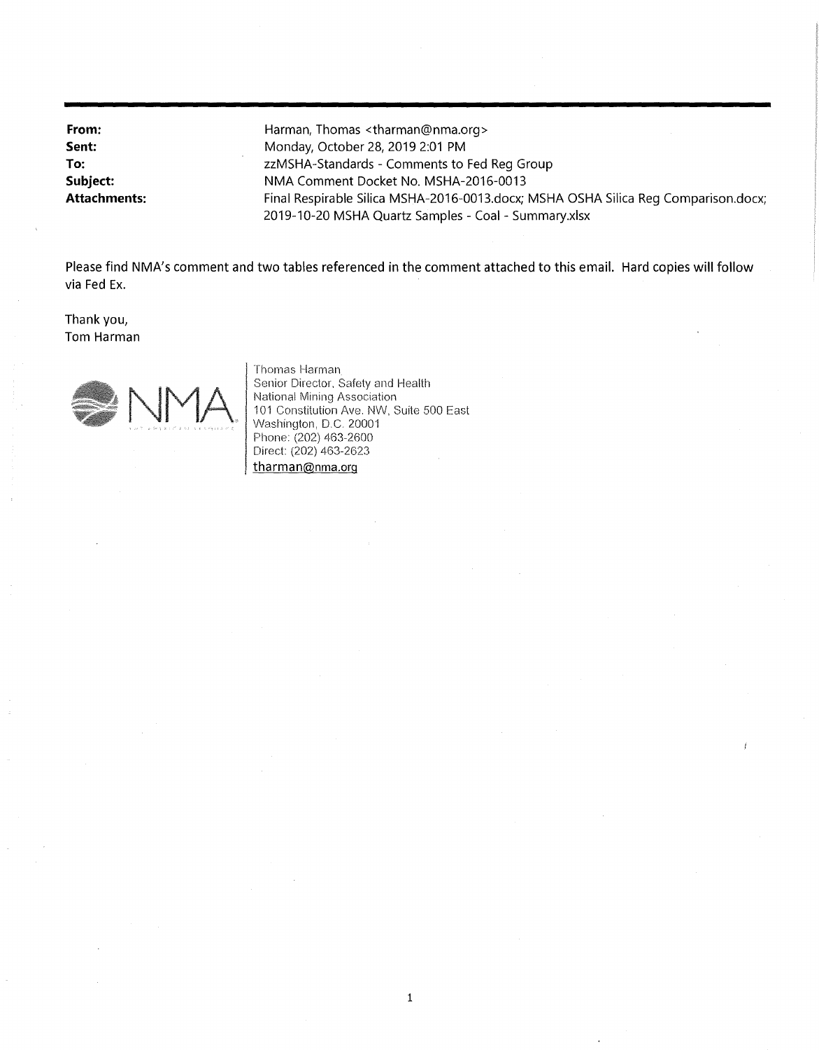**From:** Harman, Thomas <tharman@nma.org>
**Sent:** Monday, October 28, 2019 2:01 PM
**To:** zzMSHA-Standards - Comments to Fed Reg Group
**Subject:** NMA Comment Docket No. MSHA-2016-0013
**Attachments:** Final Respirable Silica MSHA-2016-0013.docx; MSHA OSHA Silica Reg Comparison.docx; 2019-10-20 MSHA Quartz Samples - Coal - Summary.xlsx

Please find NMA's comment and two tables referenced in the comment attached to this email. Hard copies will follow via Fed Ex.

Thank you,
Tom Harman

NMA

Thomas Harman
Senior Director, Safety and Health
National Mining Association
101 Constitution Ave. NW, Suite 500 East
Washington, D.C. 20001
Phone: (202) 463-2600
Direct: (202) 463-2623
tharman@nma.org